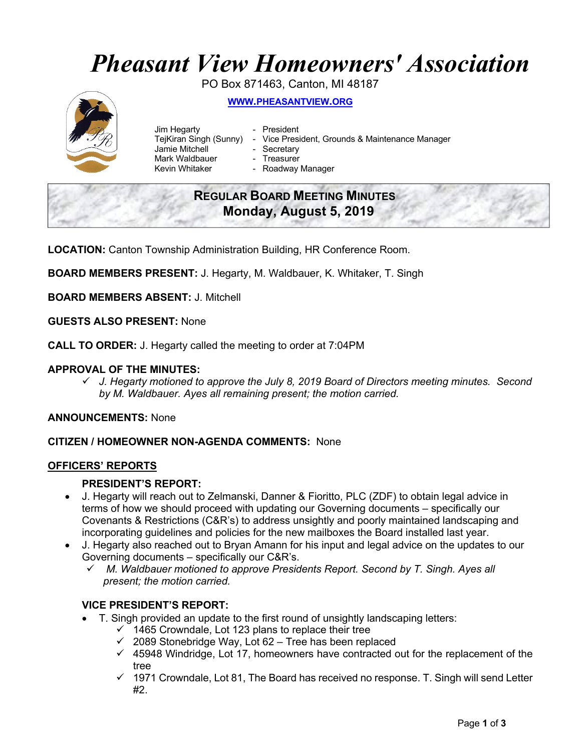# *Pheasant View Homeowners' Association*

PO Box 871463, Canton, MI 48187

**WWW.PHEASANTVIEW.ORG**

| | | |
|---|---|---|
| Jim Hegarty | - | President |
| TejKiran Singh (Sunny) | - | Vice President, Grounds & Maintenance Manager |
| Jamie Mitchell | - | Secretary |
| Mark Waldbauer | - | Treasurer |
| Kevin Whitaker | - | Roadway Manager |

## REGULAR BOARD MEETING MINUTES
## Monday, August 5, 2019

**LOCATION:** Canton Township Administration Building, HR Conference Room.

**BOARD MEMBERS PRESENT:** J. Hegarty, M. Waldbauer, K. Whitaker, T. Singh

**BOARD MEMBERS ABSENT:** J. Mitchell

**GUESTS ALSO PRESENT:** None

**CALL TO ORDER:** J. Hegarty called the meeting to order at 7:04PM

**APPROVAL OF THE MINUTES:**

- ✓ *J. Hegarty motioned to approve the July 8, 2019 Board of Directors meeting minutes. Second by M. Waldbauer. Ayes all remaining present; the motion carried.*

**ANNOUNCEMENTS:** None

**CITIZEN / HOMEOWNER NON-AGENDA COMMENTS:** None

**OFFICERS' REPORTS**

**PRESIDENT'S REPORT:**

- J. Hegarty will reach out to Zelmanski, Danner & Fioritto, PLC (ZDF) to obtain legal advice in terms of how we should proceed with updating our Governing documents – specifically our Covenants & Restrictions (C&R's) to address unsightly and poorly maintained landscaping and incorporating guidelines and policies for the new mailboxes the Board installed last year.
- J. Hegarty also reached out to Bryan Amann for his input and legal advice on the updates to our Governing documents – specifically our C&R's.
  - ✓ *M. Waldbauer motioned to approve Presidents Report. Second by T. Singh. Ayes all present; the motion carried.*

**VICE PRESIDENT'S REPORT:**

- T. Singh provided an update to the first round of unsightly landscaping letters:
  - ✓ 1465 Crowndale, Lot 123 plans to replace their tree
  - ✓ 2089 Stonebridge Way, Lot 62 – Tree has been replaced
  - ✓ 45948 Windridge, Lot 17, homeowners have contracted out for the replacement of the tree
  - ✓ 1971 Crowndale, Lot 81, The Board has received no response. T. Singh will send Letter #2.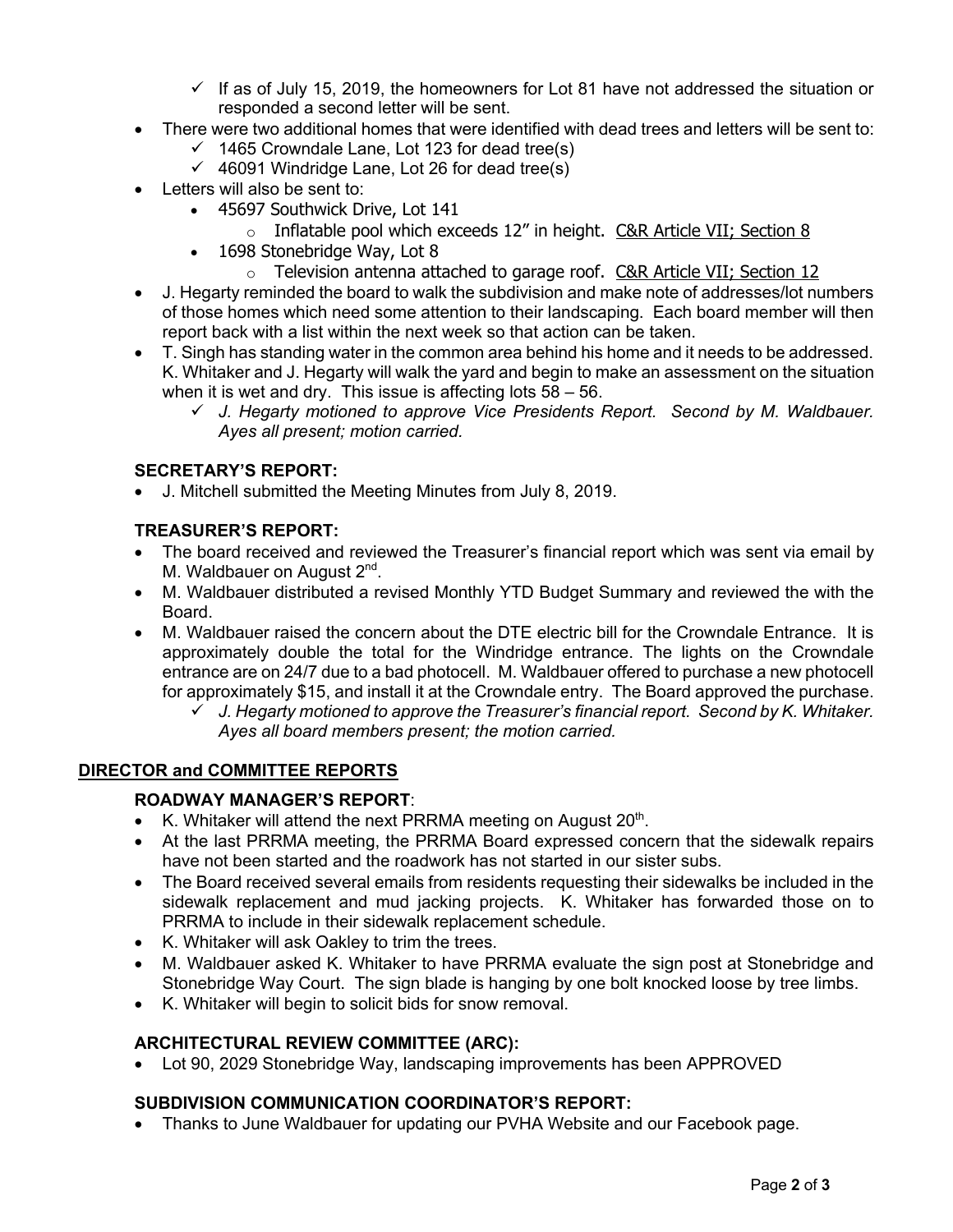- ✓ If as of July 15, 2019, the homeowners for Lot 81 have not addressed the situation or responded a second letter will be sent.
- There were two additional homes that were identified with dead trees and letters will be sent to:
  - ✓ 1465 Crowndale Lane, Lot 123 for dead tree(s)
  - ✓ 46091 Windridge Lane, Lot 26 for dead tree(s)
- Letters will also be sent to:
  - 45697 Southwick Drive, Lot 141
    - Inflatable pool which exceeds 12" in height. <u>C&R Article VII; Section 8</u>
  - 1698 Stonebridge Way, Lot 8
    - Television antenna attached to garage roof. <u>C&R Article VII; Section 12</u>
- J. Hegarty reminded the board to walk the subdivision and make note of addresses/lot numbers of those homes which need some attention to their landscaping. Each board member will then report back with a list within the next week so that action can be taken.
- T. Singh has standing water in the common area behind his home and it needs to be addressed. K. Whitaker and J. Hegarty will walk the yard and begin to make an assessment on the situation when it is wet and dry. This issue is affecting lots 58 – 56.
  - ✓ *J. Hegarty motioned to approve Vice Presidents Report. Second by M. Waldbauer. Ayes all present; motion carried.*

### SECRETARY'S REPORT:

- J. Mitchell submitted the Meeting Minutes from July 8, 2019.

### TREASURER'S REPORT:

- The board received and reviewed the Treasurer's financial report which was sent via email by M. Waldbauer on August 2nd.
- M. Waldbauer distributed a revised Monthly YTD Budget Summary and reviewed the with the Board.
- M. Waldbauer raised the concern about the DTE electric bill for the Crowndale Entrance. It is approximately double the total for the Windridge entrance. The lights on the Crowndale entrance are on 24/7 due to a bad photocell. M. Waldbauer offered to purchase a new photocell for approximately $15, and install it at the Crowndale entry. The Board approved the purchase.
  - ✓ *J. Hegarty motioned to approve the Treasurer's financial report. Second by K. Whitaker. Ayes all board members present; the motion carried.*

## <u>DIRECTOR and COMMITTEE REPORTS</u>

### ROADWAY MANAGER'S REPORT:

- K. Whitaker will attend the next PRRMA meeting on August 20th.
- At the last PRRMA meeting, the PRRMA Board expressed concern that the sidewalk repairs have not been started and the roadwork has not started in our sister subs.
- The Board received several emails from residents requesting their sidewalks be included in the sidewalk replacement and mud jacking projects. K. Whitaker has forwarded those on to PRRMA to include in their sidewalk replacement schedule.
- K. Whitaker will ask Oakley to trim the trees.
- M. Waldbauer asked K. Whitaker to have PRRMA evaluate the sign post at Stonebridge and Stonebridge Way Court. The sign blade is hanging by one bolt knocked loose by tree limbs.
- K. Whitaker will begin to solicit bids for snow removal.

### ARCHITECTURAL REVIEW COMMITTEE (ARC):

- Lot 90, 2029 Stonebridge Way, landscaping improvements has been APPROVED

### SUBDIVISION COMMUNICATION COORDINATOR'S REPORT:

- Thanks to June Waldbauer for updating our PVHA Website and our Facebook page.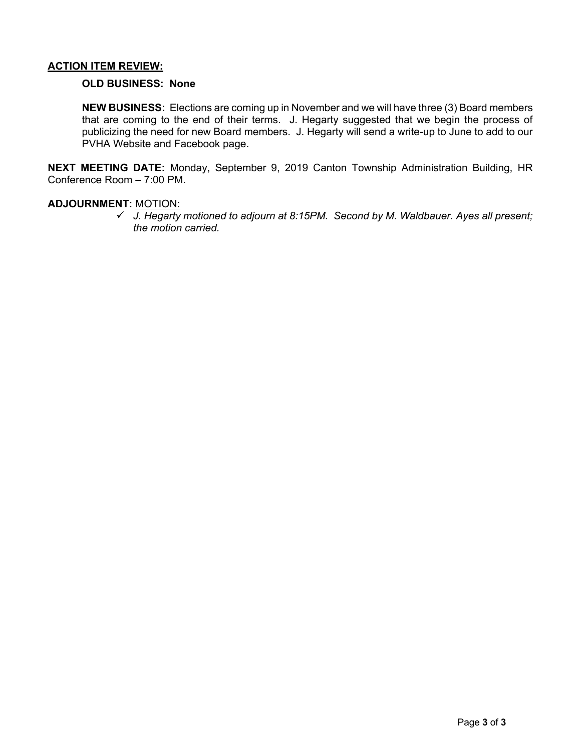**ACTION ITEM REVIEW:**

**OLD BUSINESS: None**

**NEW BUSINESS:** Elections are coming up in November and we will have three (3) Board members that are coming to the end of their terms. J. Hegarty suggested that we begin the process of publicizing the need for new Board members. J. Hegarty will send a write-up to June to add to our PVHA Website and Facebook page.

**NEXT MEETING DATE:** Monday, September 9, 2019 Canton Township Administration Building, HR Conference Room – 7:00 PM.

**ADJOURNMENT:** MOTION:

- ✓ *J. Hegarty motioned to adjourn at 8:15PM. Second by M. Waldbauer. Ayes all present; the motion carried.*